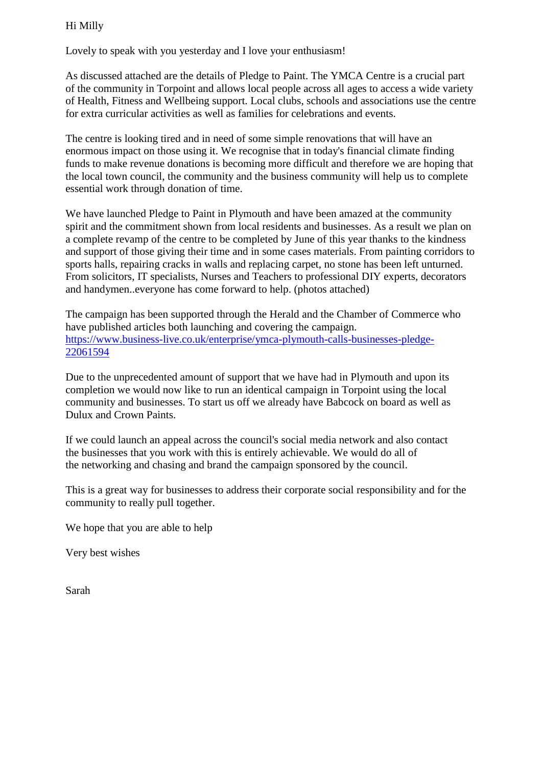Hi Milly

Lovely to speak with you yesterday and I love your enthusiasm!

As discussed attached are the details of Pledge to Paint. The YMCA Centre is a crucial part of the community in Torpoint and allows local people across all ages to access a wide variety of Health, Fitness and Wellbeing support. Local clubs, schools and associations use the centre for extra curricular activities as well as families for celebrations and events.

The centre is looking tired and in need of some simple renovations that will have an enormous impact on those using it. We recognise that in today's financial climate finding funds to make revenue donations is becoming more difficult and therefore we are hoping that the local town council, the community and the business community will help us to complete essential work through donation of time.

We have launched Pledge to Paint in Plymouth and have been amazed at the community spirit and the commitment shown from local residents and businesses. As a result we plan on a complete revamp of the centre to be completed by June of this year thanks to the kindness and support of those giving their time and in some cases materials. From painting corridors to sports halls, repairing cracks in walls and replacing carpet, no stone has been left unturned. From solicitors, IT specialists, Nurses and Teachers to professional DIY experts, decorators and handymen..everyone has come forward to help. (photos attached)

The campaign has been supported through the Herald and the Chamber of Commerce who have published articles both launching and covering the campaign.
[https://www.business-live.co.uk/enterprise/ymca-plymouth-calls-businesses-pledge-22061594](https://www.business-live.co.uk/enterprise/ymca-plymouth-calls-businesses-pledge-22061594)

Due to the unprecedented amount of support that we have had in Plymouth and upon its completion we would now like to run an identical campaign in Torpoint using the local community and businesses. To start us off we already have Babcock on board as well as Dulux and Crown Paints.

If we could launch an appeal across the council's social media network and also contact the businesses that you work with this is entirely achievable. We would do all of the networking and chasing and brand the campaign sponsored by the council.

This is a great way for businesses to address their corporate social responsibility and for the community to really pull together.

We hope that you are able to help

Very best wishes

Sarah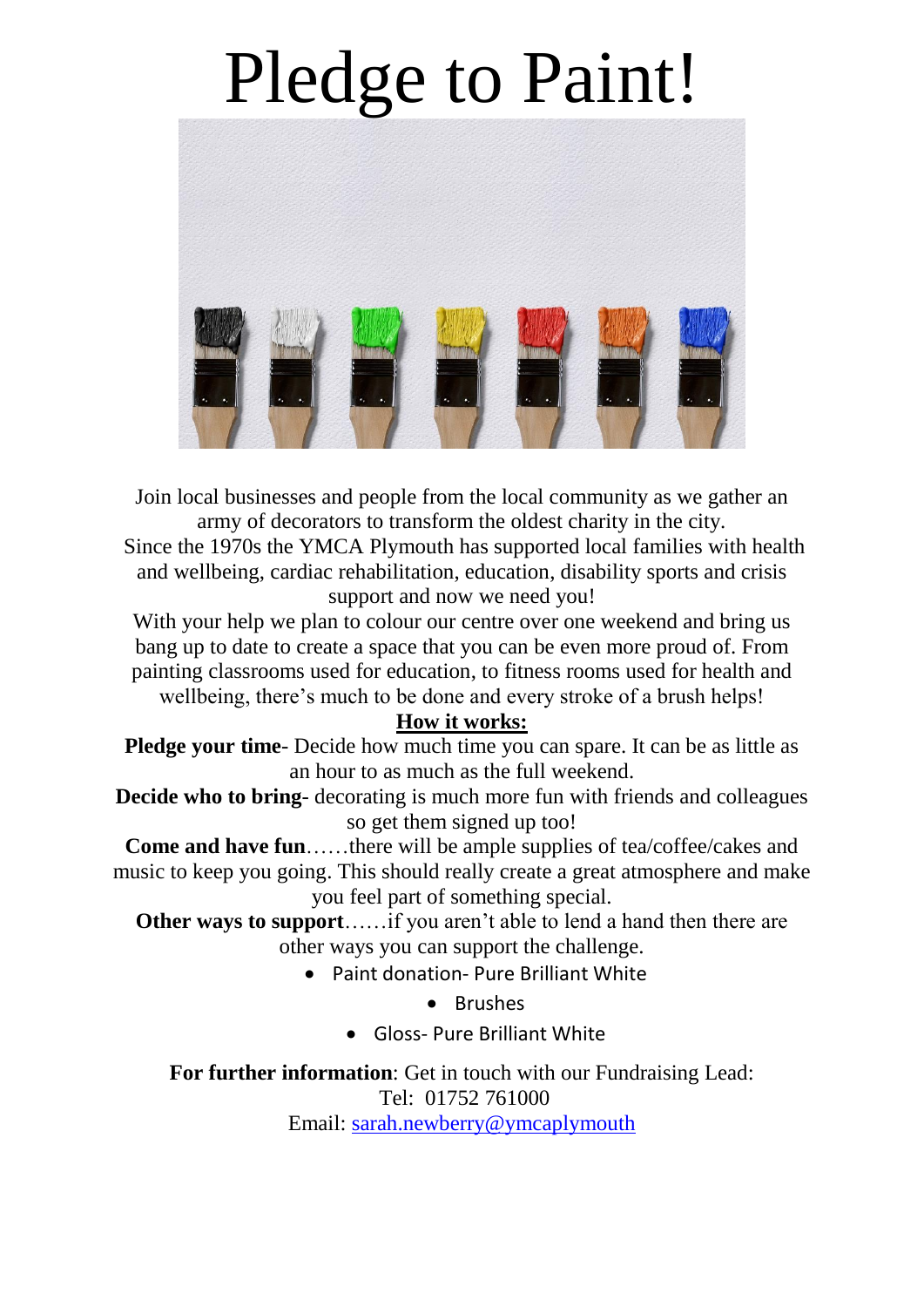# Pledge to Paint!

Join local businesses and people from the local community as we gather an army of decorators to transform the oldest charity in the city.

Since the 1970s the YMCA Plymouth has supported local families with health and wellbeing, cardiac rehabilitation, education, disability sports and crisis support and now we need you!

With your help we plan to colour our centre over one weekend and bring us bang up to date to create a space that you can be even more proud of. From painting classrooms used for education, to fitness rooms used for health and wellbeing, there's much to be done and every stroke of a brush helps!

**How it works:**

**Pledge your time**- Decide how much time you can spare. It can be as little as an hour to as much as the full weekend.

**Decide who to bring**- decorating is much more fun with friends and colleagues so get them signed up too!

**Come and have fun**……there will be ample supplies of tea/coffee/cakes and music to keep you going. This should really create a great atmosphere and make you feel part of something special.

**Other ways to support**……if you aren't able to lend a hand then there are other ways you can support the challenge.

- Paint donation- Pure Brilliant White
- Brushes
- Gloss- Pure Brilliant White

**For further information**: Get in touch with our Fundraising Lead:
Tel: 01752 761000
Email: sarah.newberry@ymcaplymouth